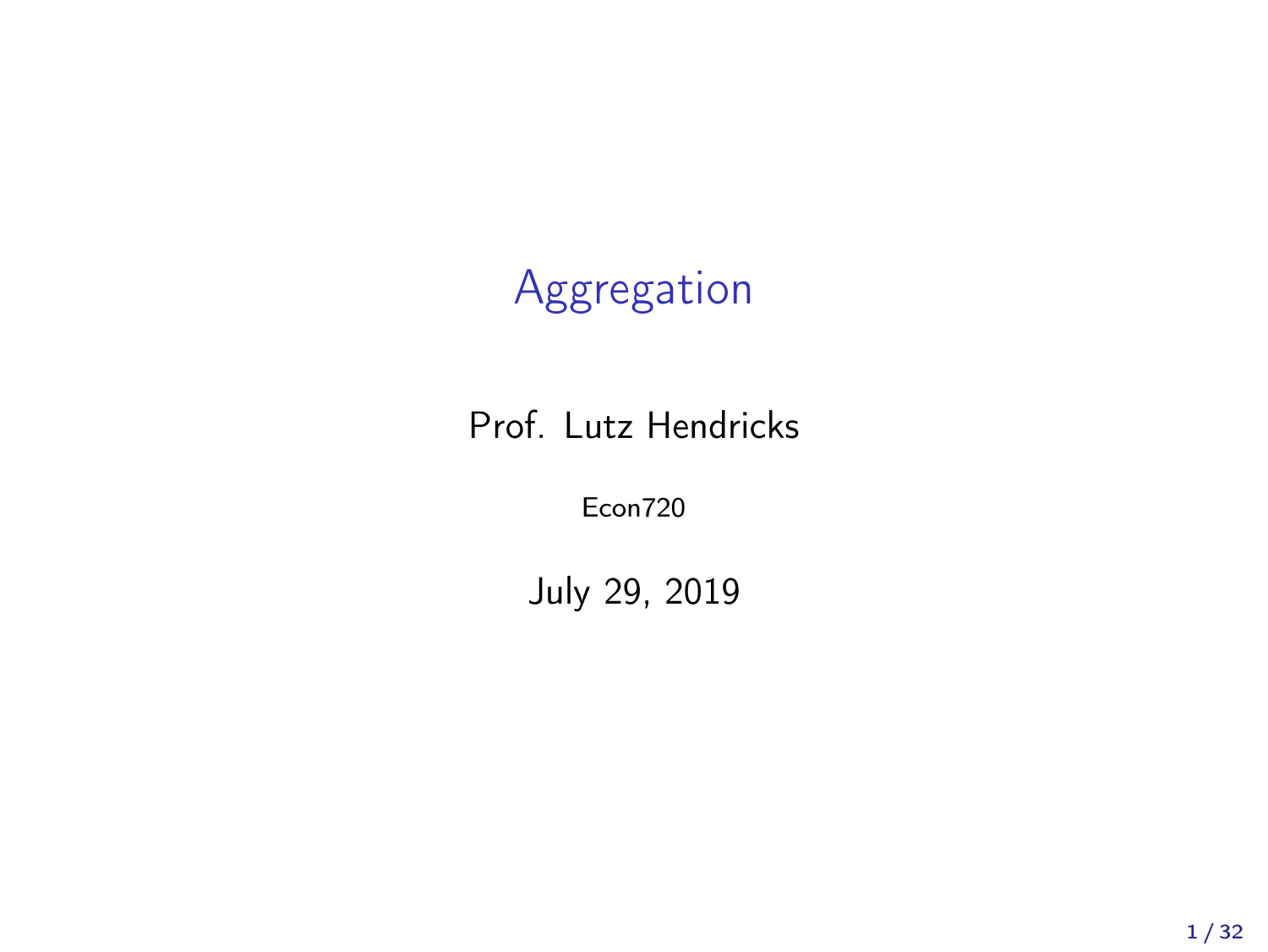# Aggregation

Prof. Lutz Hendricks

Econ720

July 29, 2019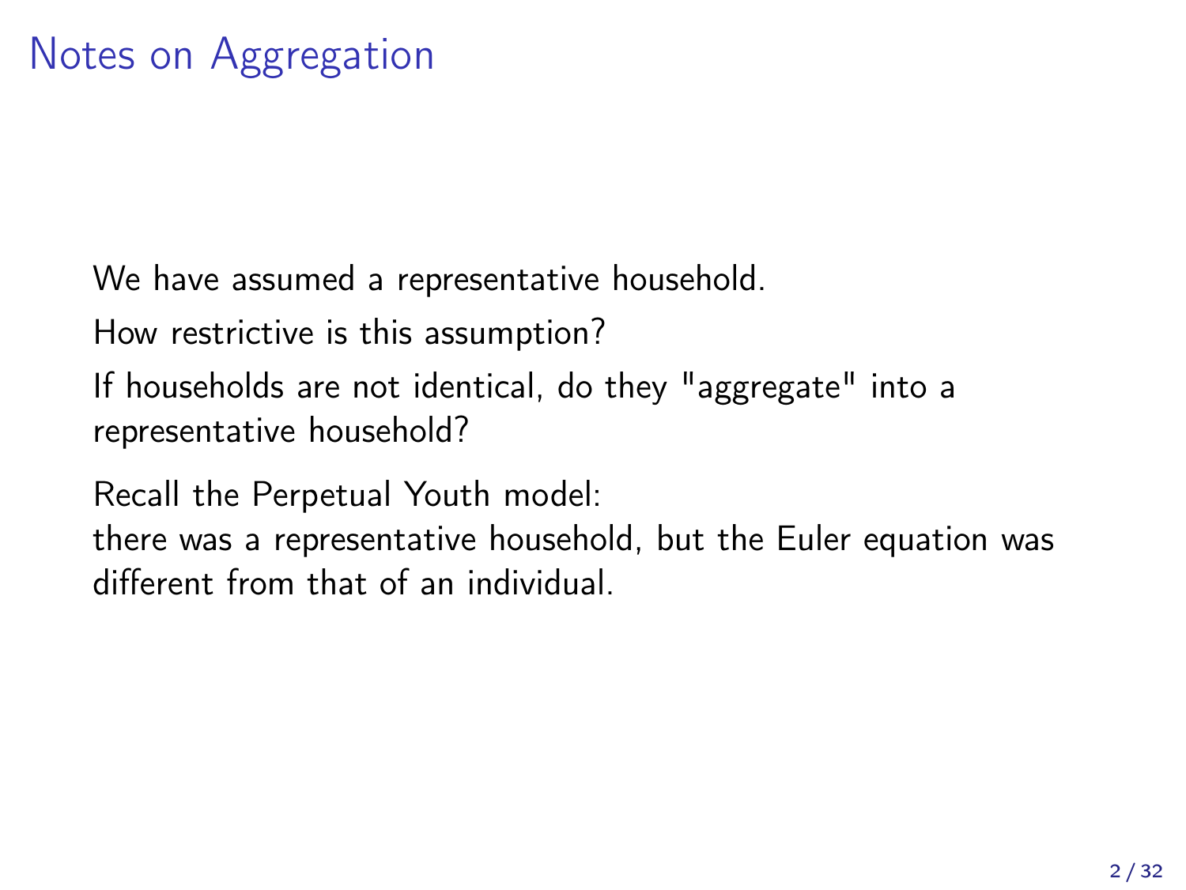# Notes on Aggregation

We have assumed a representative household.

How restrictive is this assumption?

If households are not identical, do they "aggregate" into a representative household?

Recall the Perpetual Youth model:
there was a representative household, but the Euler equation was different from that of an individual.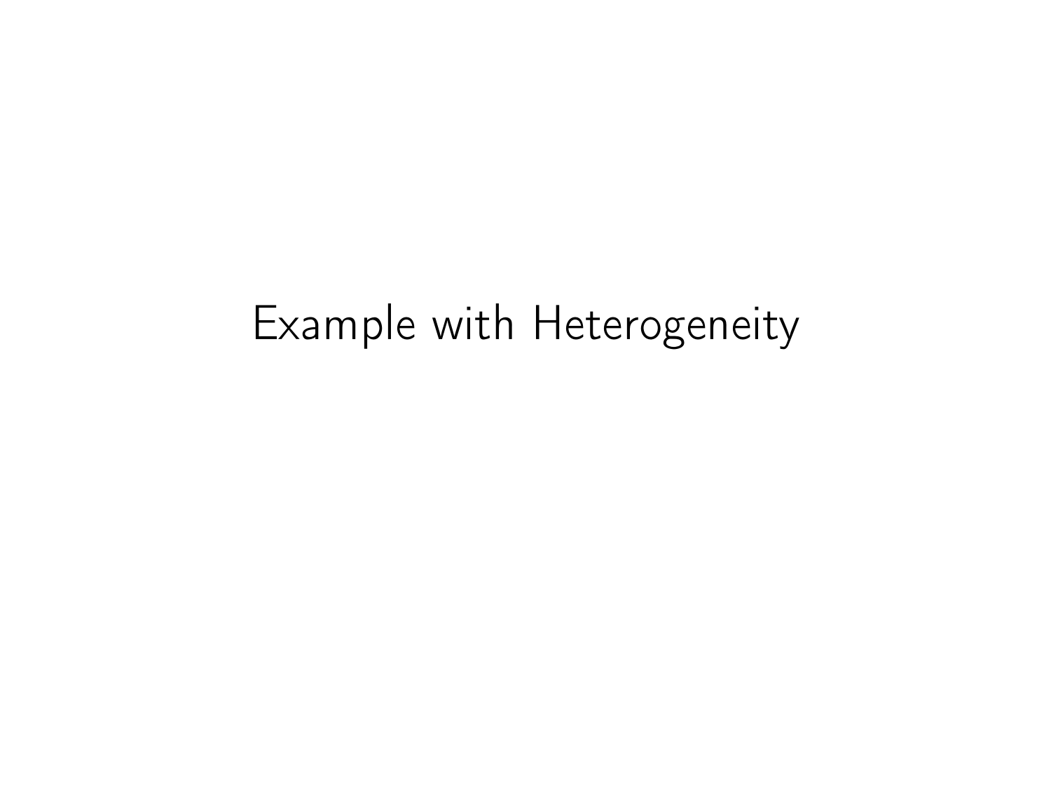# Example with Heterogeneity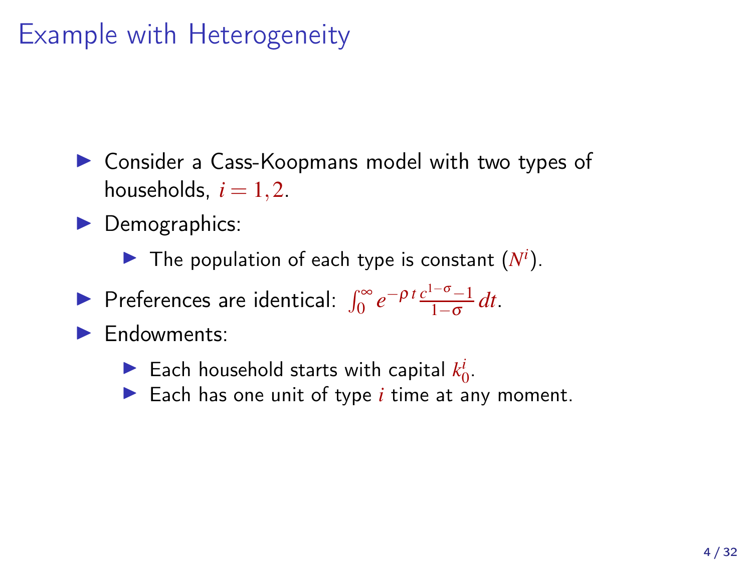# Example with Heterogeneity

- Consider a Cass-Koopmans model with two types of households, $i = 1, 2$.
- Demographics:
  - The population of each type is constant ($N^i$).
- Preferences are identical: $\int_0^\infty e^{-\rho t} \frac{c^{1-\sigma}-1}{1-\sigma} dt$.
- Endowments:
  - Each household starts with capital $k_0^i$.
  - Each has one unit of type $i$ time at any moment.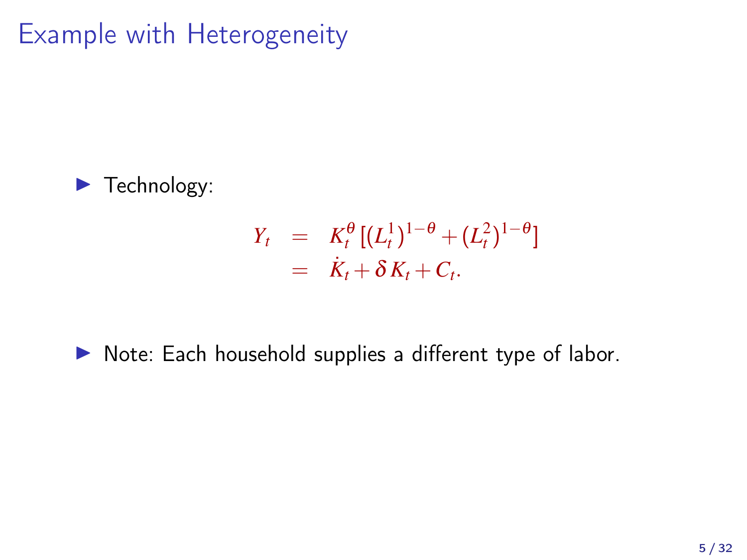# Example with Heterogeneity

- Technology:

$$
\begin{aligned}
Y_t &= K_t^{\theta}\,[(L_t^1)^{1-\theta} + (L_t^2)^{1-\theta}] \\
&= \dot{K}_t + \delta\, K_t + C_t.
\end{aligned}
$$

- Note: Each household supplies a different type of labor.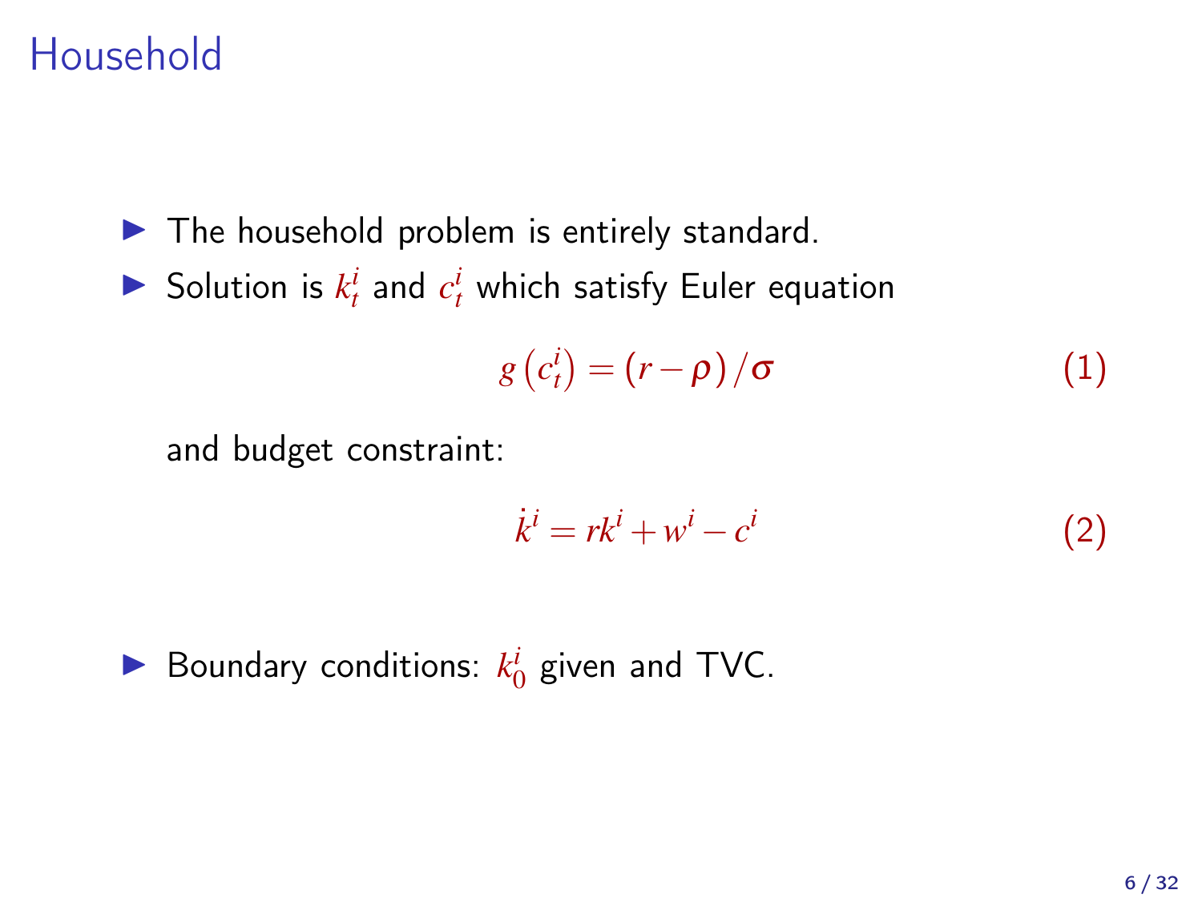# Household

- The household problem is entirely standard.
- Solution is $k_t^i$ and $c_t^i$ which satisfy Euler equation

$$g\left(c_t^i\right) = (r - \rho)/\sigma \tag{1}$$

and budget constraint:

$$\dot{k}^i = rk^i + w^i - c^i \tag{2}$$

- Boundary conditions: $k_0^i$ given and TVC.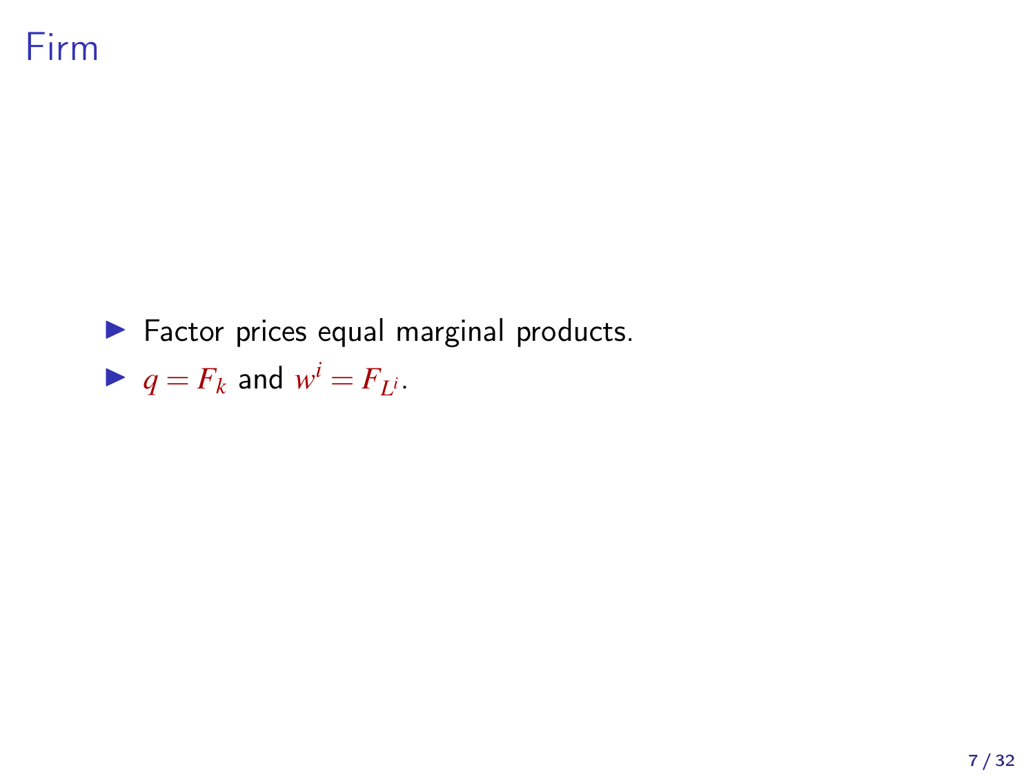# Firm

- Factor prices equal marginal products.
- $q = F_k$ and $w^i = F_{L^i}$.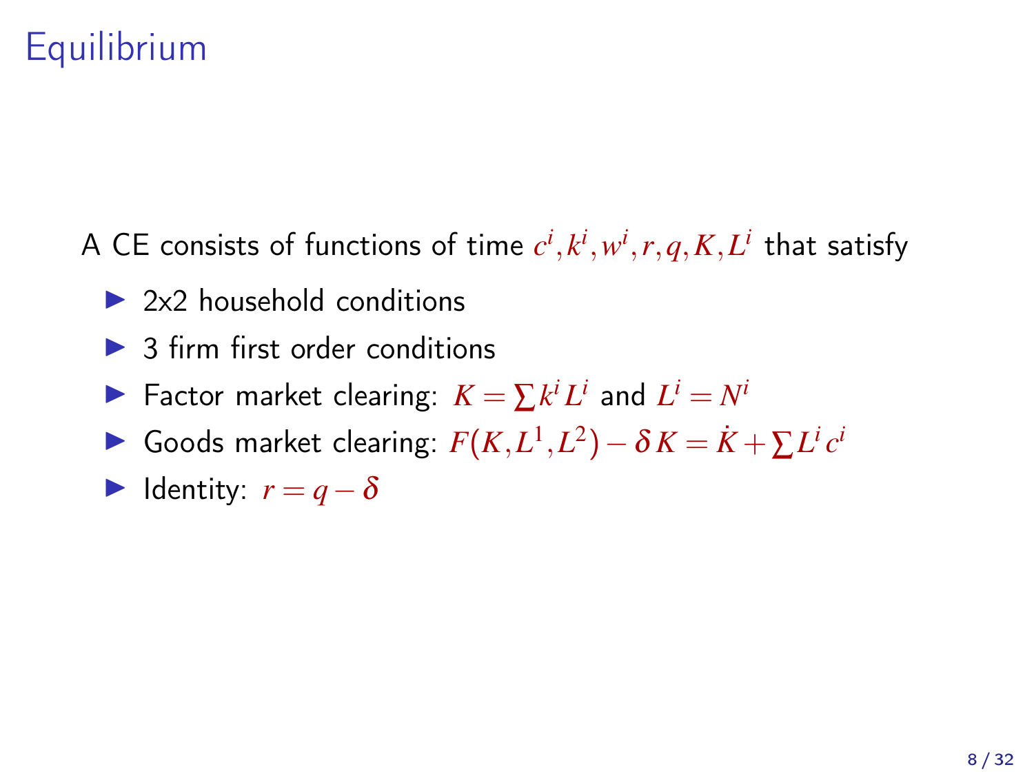# Equilibrium

A CE consists of functions of time $c^i, k^i, w^i, r, q, K, L^i$ that satisfy

- 2x2 household conditions
- 3 firm first order conditions
- Factor market clearing: $K = \sum k^i L^i$ and $L^i = N^i$
- Goods market clearing: $F(K, L^1, L^2) - \delta K = \dot{K} + \sum L^i c^i$
- Identity: $r = q - \delta$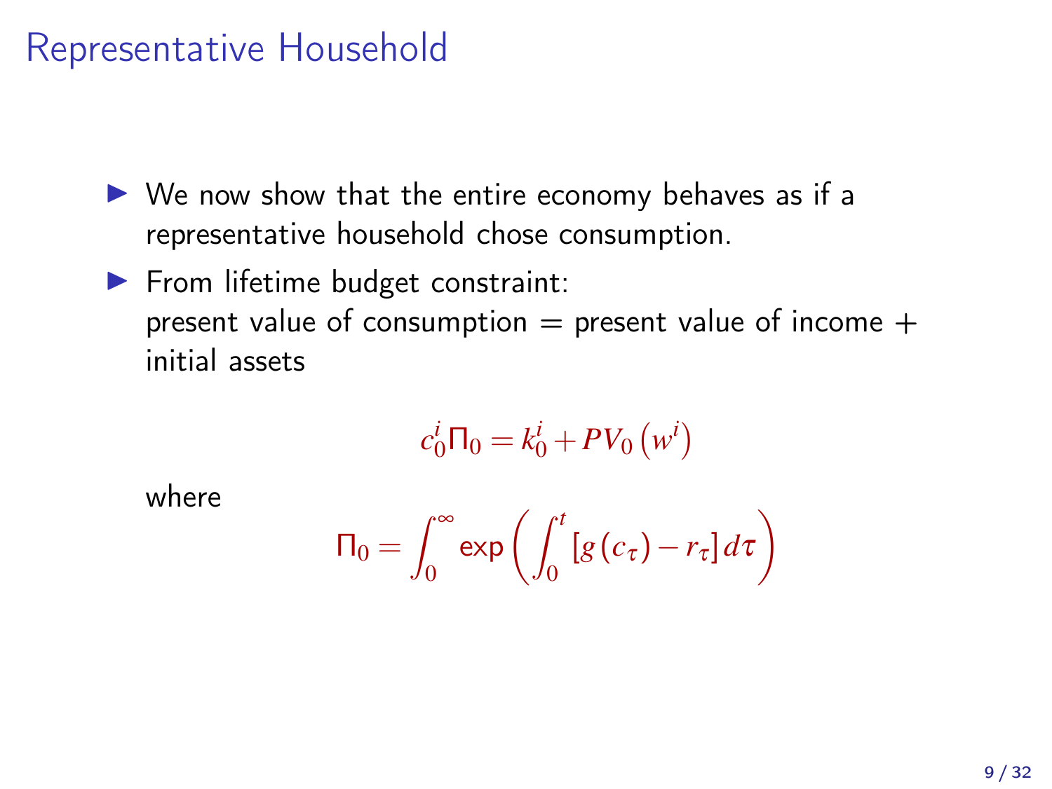# Representative Household

- We now show that the entire economy behaves as if a representative household chose consumption.
- From lifetime budget constraint:
  present value of consumption = present value of income + initial assets

$$c_0^i \Pi_0 = k_0^i + PV_0\left(w^i\right)$$

where

$$\Pi_0 = \int_0^\infty \exp\left(\int_0^t \left[g\left(c_\tau\right) - r_\tau\right] d\tau\right)$$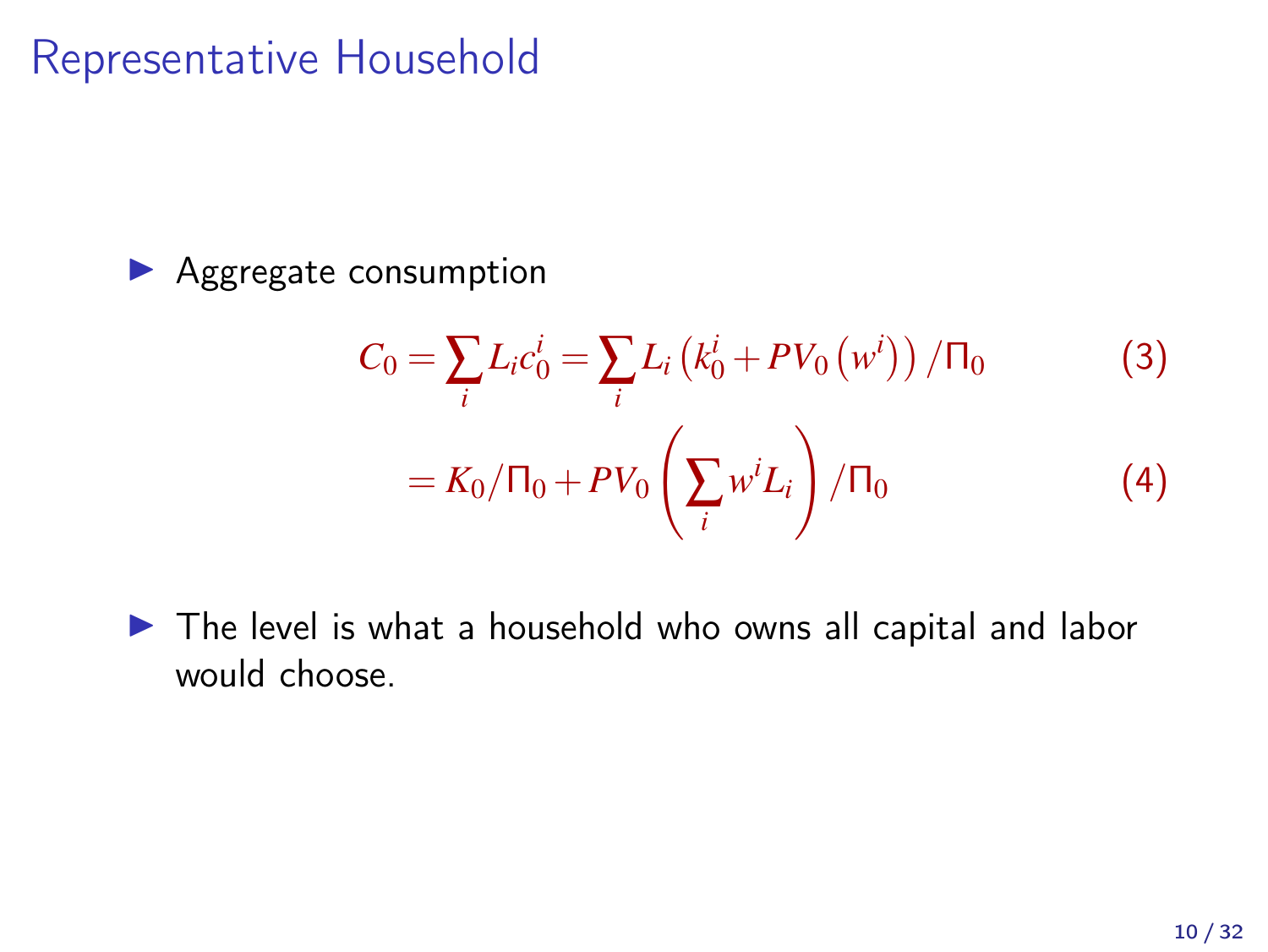# Representative Household

- Aggregate consumption

$$C_0 = \sum_i L_i c_0^i = \sum_i L_i \left(k_0^i + PV_0\left(w^i\right)\right) / \Pi_0 \tag{3}$$

$$= K_0 / \Pi_0 + PV_0\left(\sum_i w^i L_i\right) / \Pi_0 \tag{4}$$

- The level is what a household who owns all capital and labor would choose.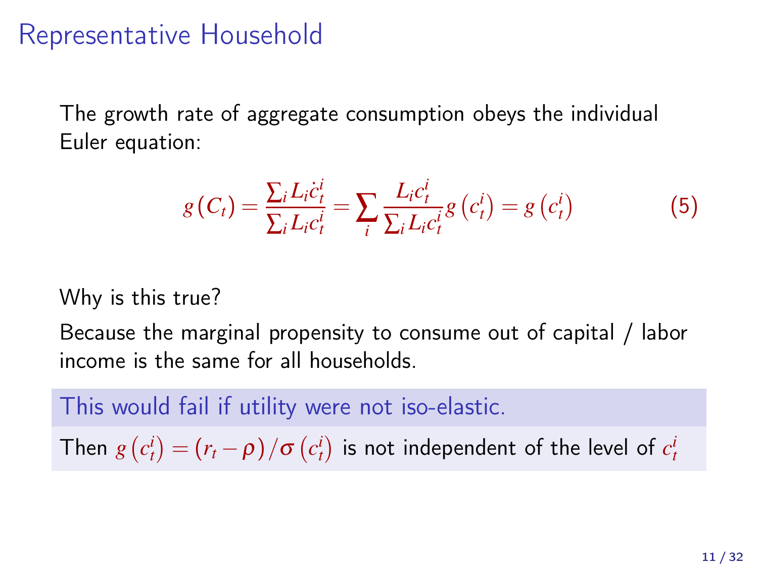# Representative Household

The growth rate of aggregate consumption obeys the individual Euler equation:

$$g(C_t) = \frac{\sum_i L_i \dot{c}_t^i}{\sum_i L_i c_t^i} = \sum_i \frac{L_i c_t^i}{\sum_i L_i c_t^i} g\left(c_t^i\right) = g\left(c_t^i\right) \tag{5}$$

Why is this true?

Because the marginal propensity to consume out of capital / labor income is the same for all households.

**This would fail if utility were not iso-elastic.**

Then $g\left(c_t^i\right) = (r_t - \rho)/\sigma\left(c_t^i\right)$ is not independent of the level of $c_t^i$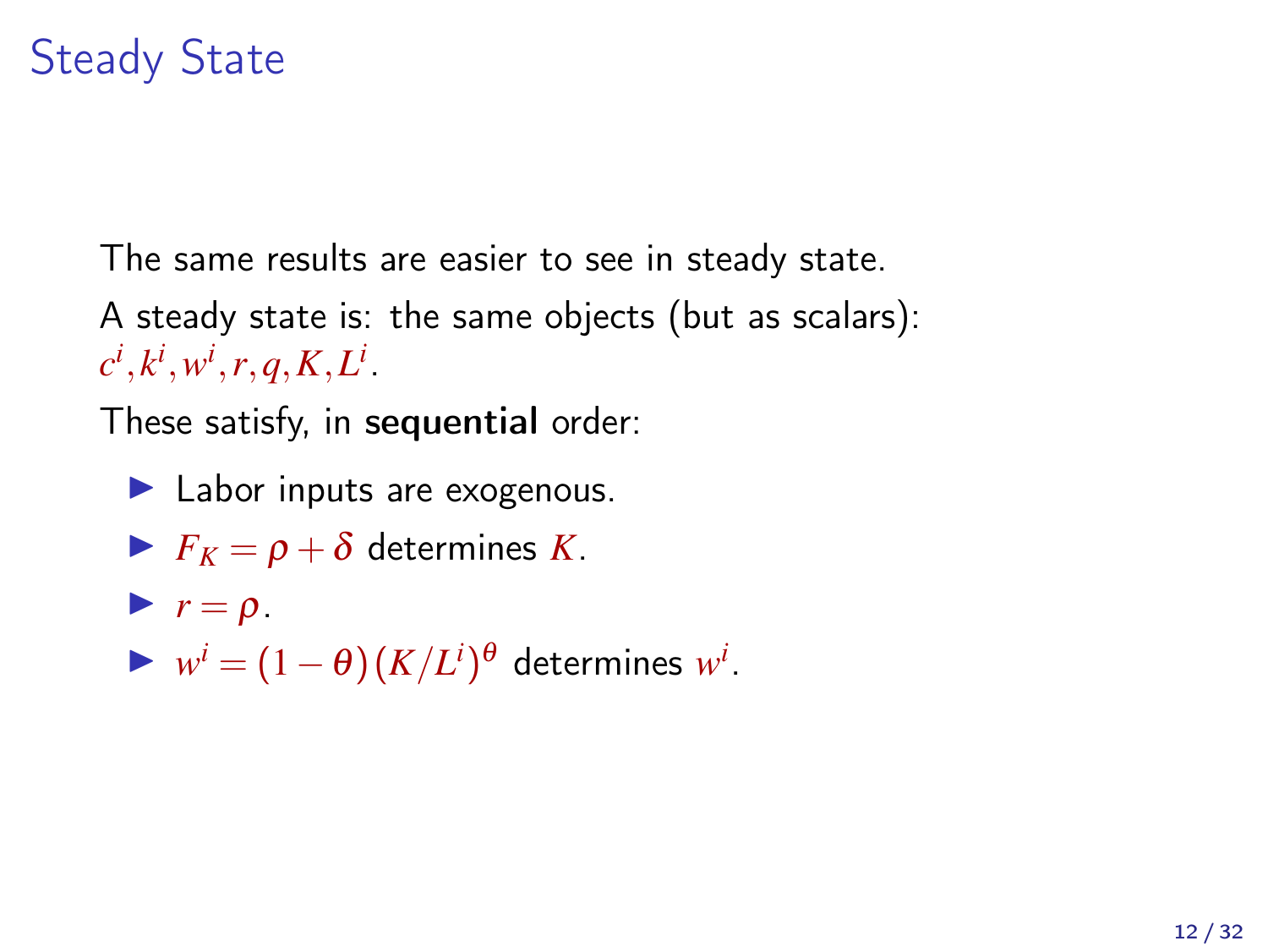# Steady State

The same results are easier to see in steady state.

A steady state is: the same objects (but as scalars): $c^i, k^i, w^i, r, q, K, L^i$.

These satisfy, in **sequential** order:

- Labor inputs are exogenous.
- $F_K = \rho + \delta$ determines $K$.
- $r = \rho$.
- $w^i = (1 - \theta)(K/L^i)^\theta$ determines $w^i$.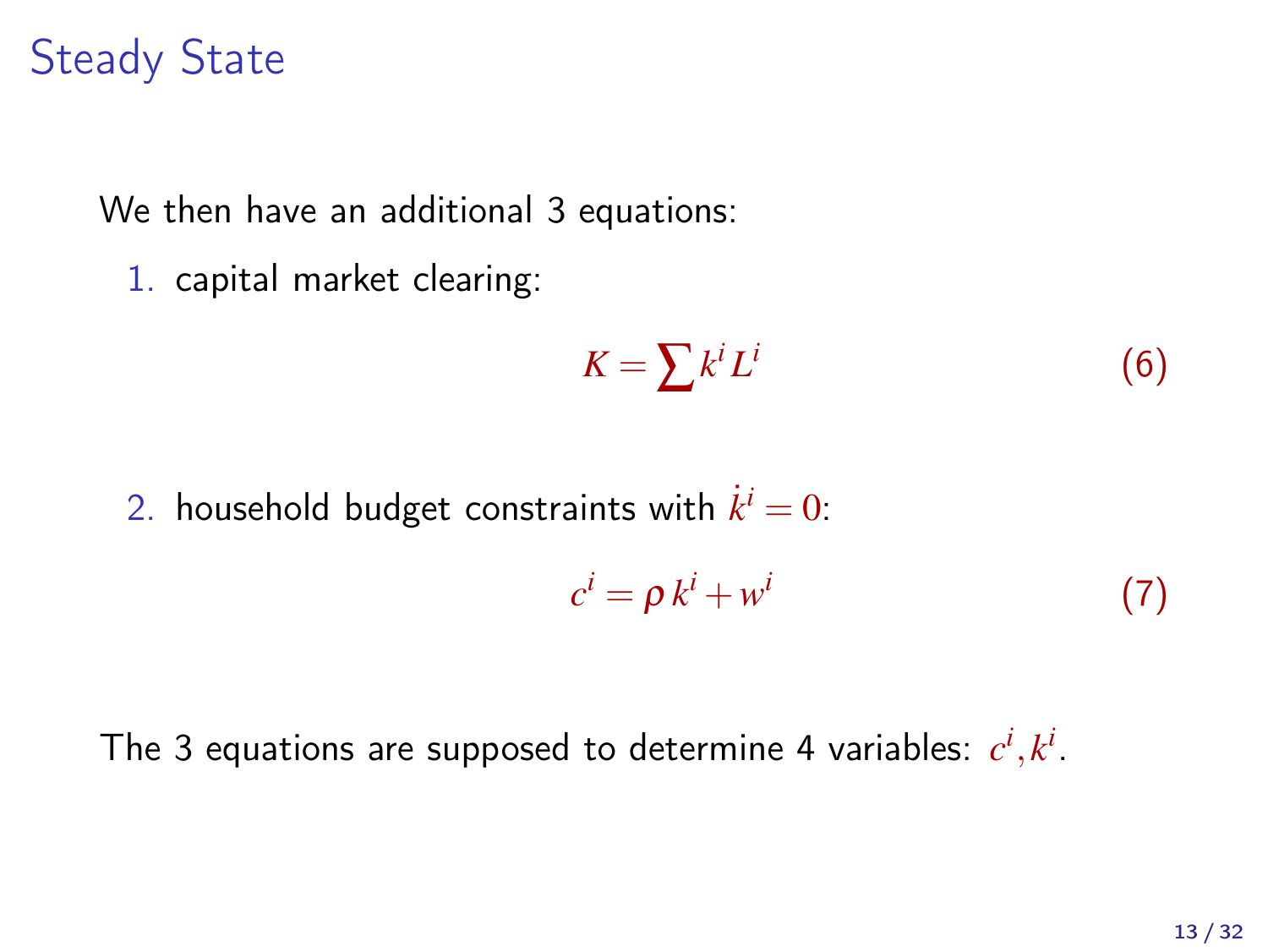# Steady State

We then have an additional 3 equations:

1. capital market clearing:

$$K = \sum k^i L^i \tag{6}$$

2. household budget constraints with $\dot{k}^i = 0$:

$$c^i = \rho\, k^i + w^i \tag{7}$$

The 3 equations are supposed to determine 4 variables: $c^i, k^i$.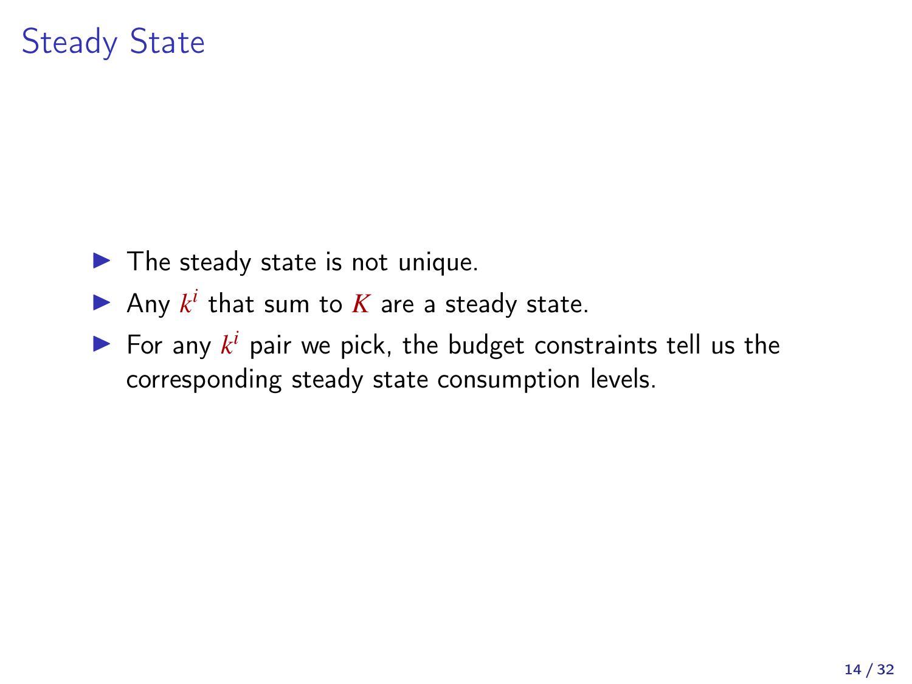# Steady State

- The steady state is not unique.
- Any $k^i$ that sum to $K$ are a steady state.
- For any $k^i$ pair we pick, the budget constraints tell us the corresponding steady state consumption levels.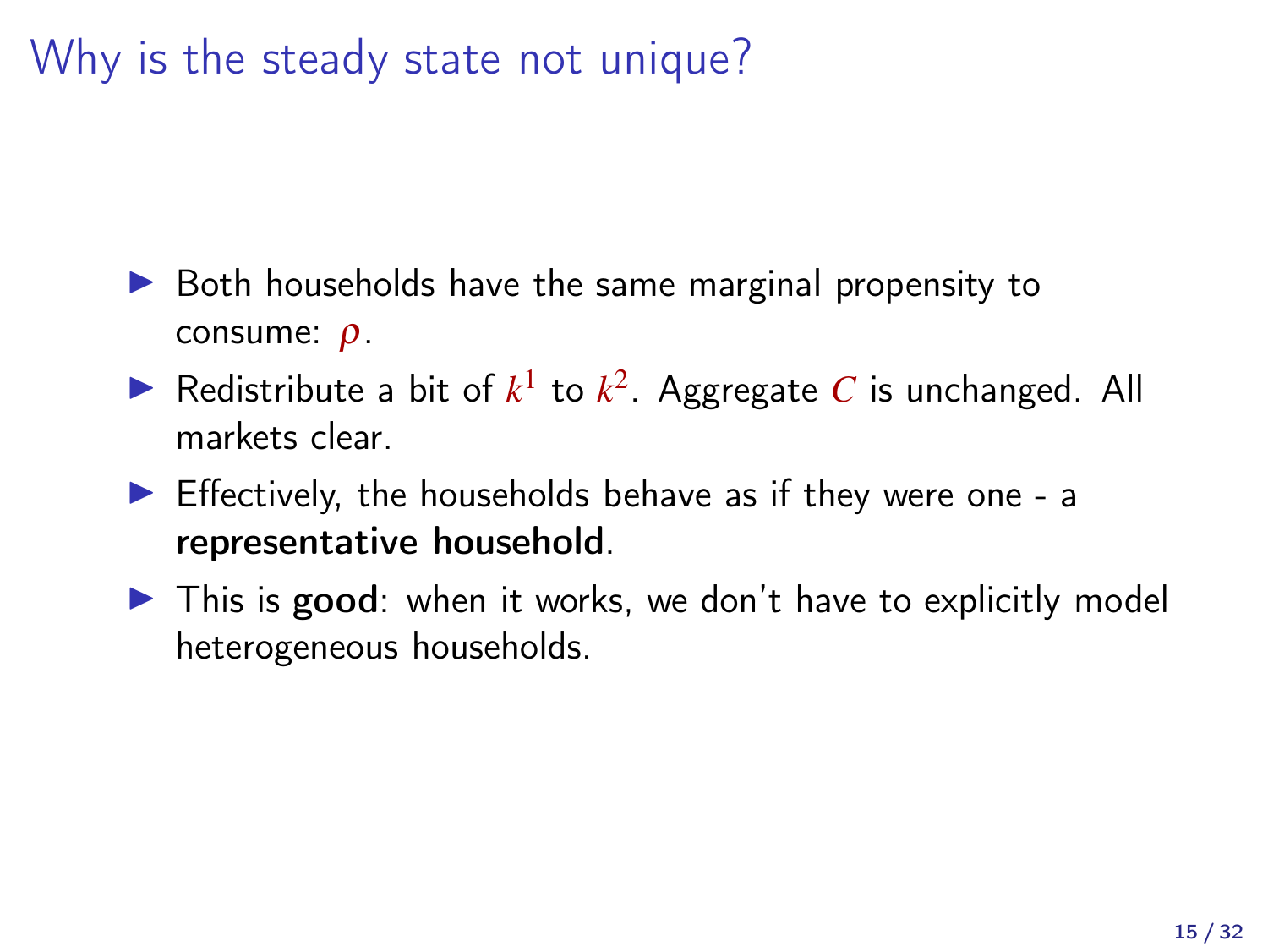# Why is the steady state not unique?

- Both households have the same marginal propensity to consume: $\rho$.
- Redistribute a bit of $k^1$ to $k^2$. Aggregate $C$ is unchanged. All markets clear.
- Effectively, the households behave as if they were one - a **representative household**.
- This is **good**: when it works, we don't have to explicitly model heterogeneous households.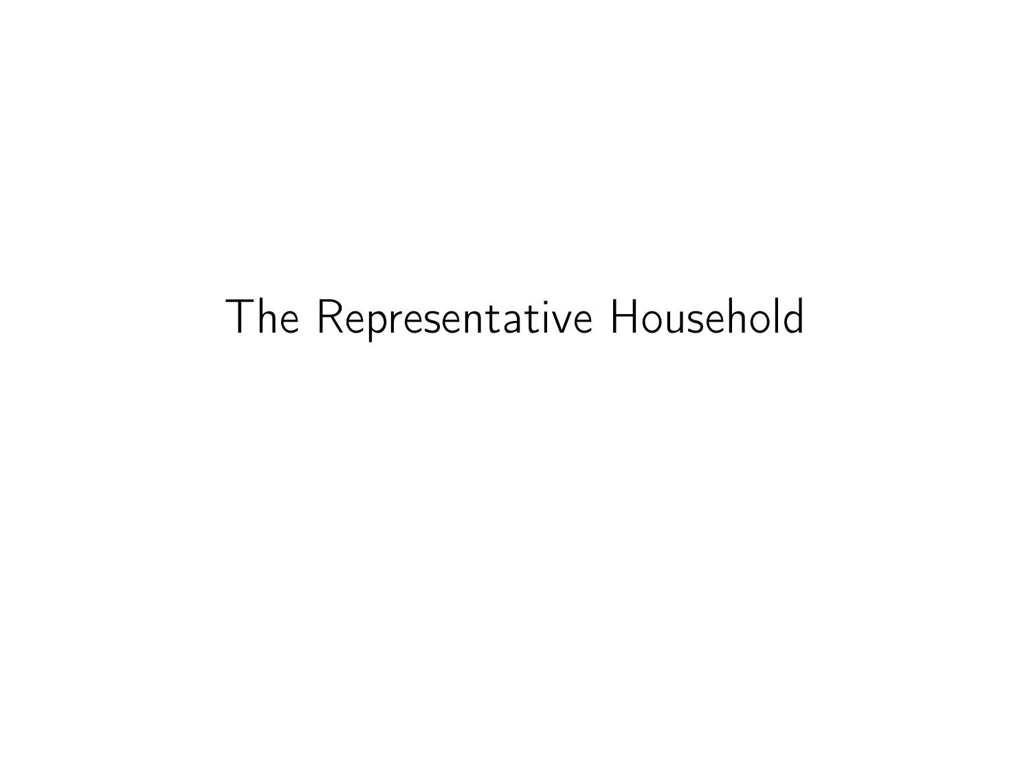# The Representative Household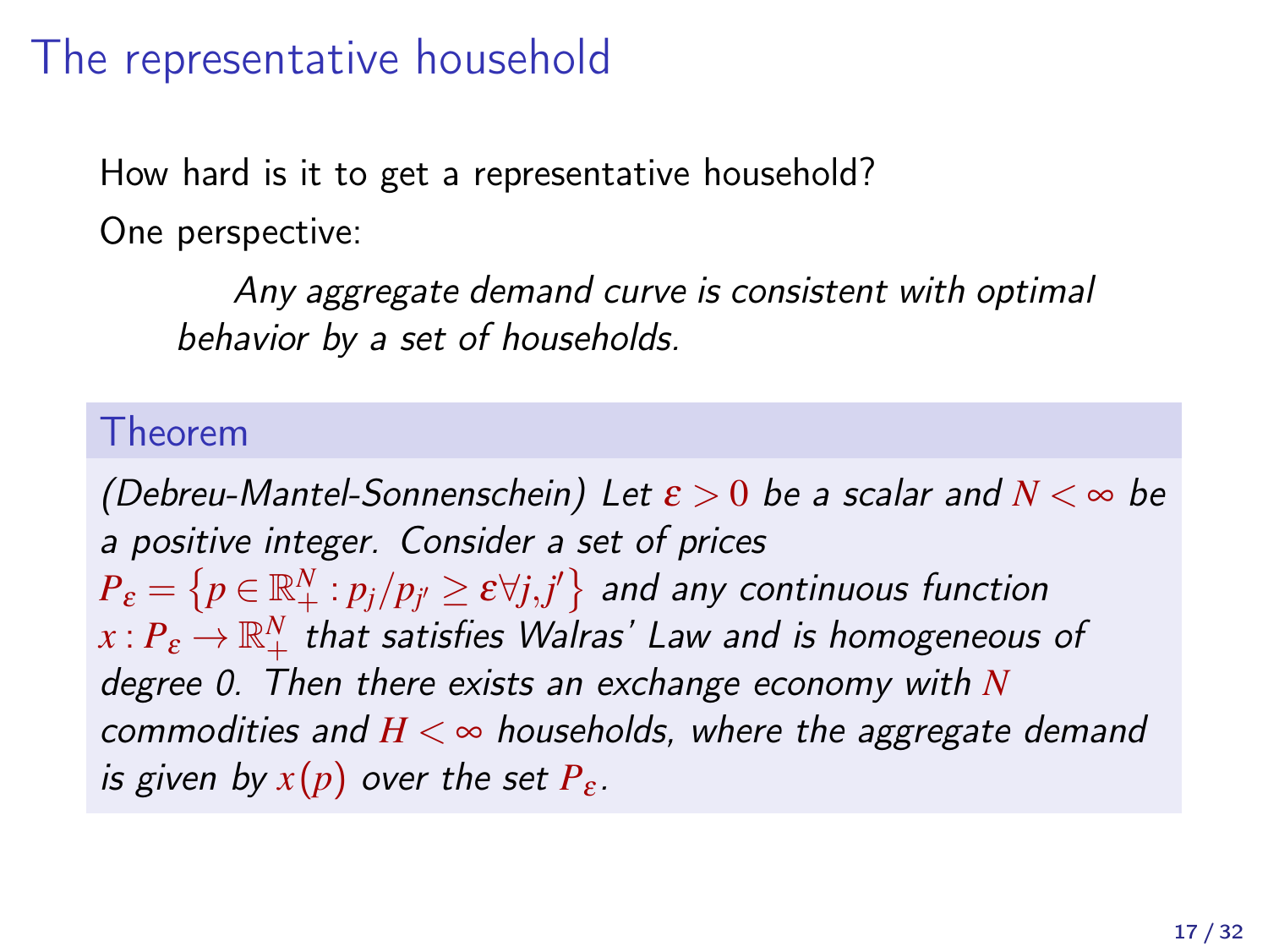# The representative household

How hard is it to get a representative household?

One perspective:

> *Any aggregate demand curve is consistent with optimal behavior by a set of households.*

**Theorem**

*(Debreu-Mantel-Sonnenschein) Let $\varepsilon > 0$ be a scalar and $N < \infty$ be a positive integer. Consider a set of prices $P_\varepsilon = \left\{ p \in \mathbb{R}^N_+ : p_j / p_{j'} \geq \varepsilon \forall j, j' \right\}$ and any continuous function $x : P_\varepsilon \to \mathbb{R}^N_+$ that satisfies Walras' Law and is homogeneous of degree 0. Then there exists an exchange economy with $N$ commodities and $H < \infty$ households, where the aggregate demand is given by $x(p)$ over the set $P_\varepsilon$.*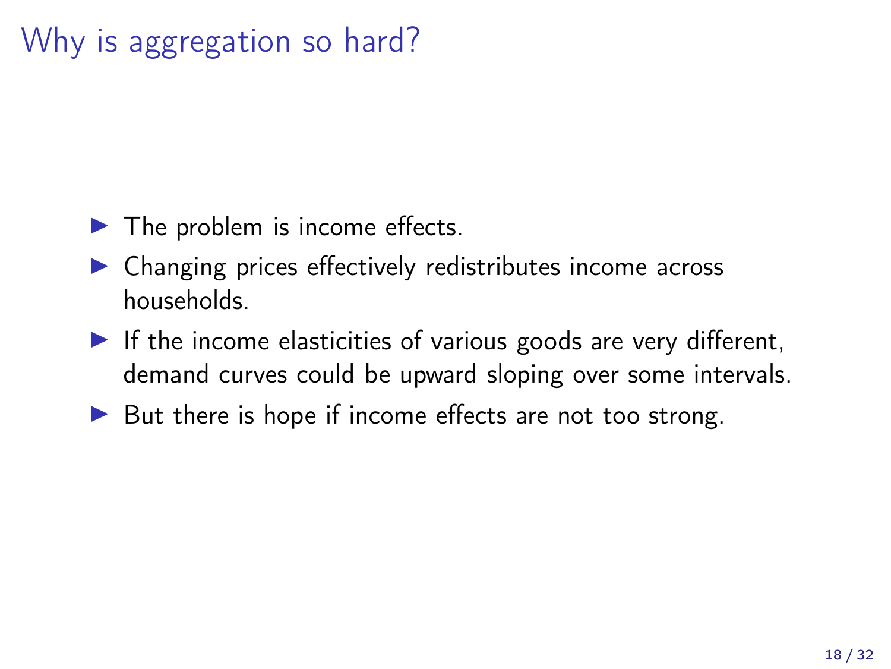# Why is aggregation so hard?

- The problem is income effects.
- Changing prices effectively redistributes income across households.
- If the income elasticities of various goods are very different, demand curves could be upward sloping over some intervals.
- But there is hope if income effects are not too strong.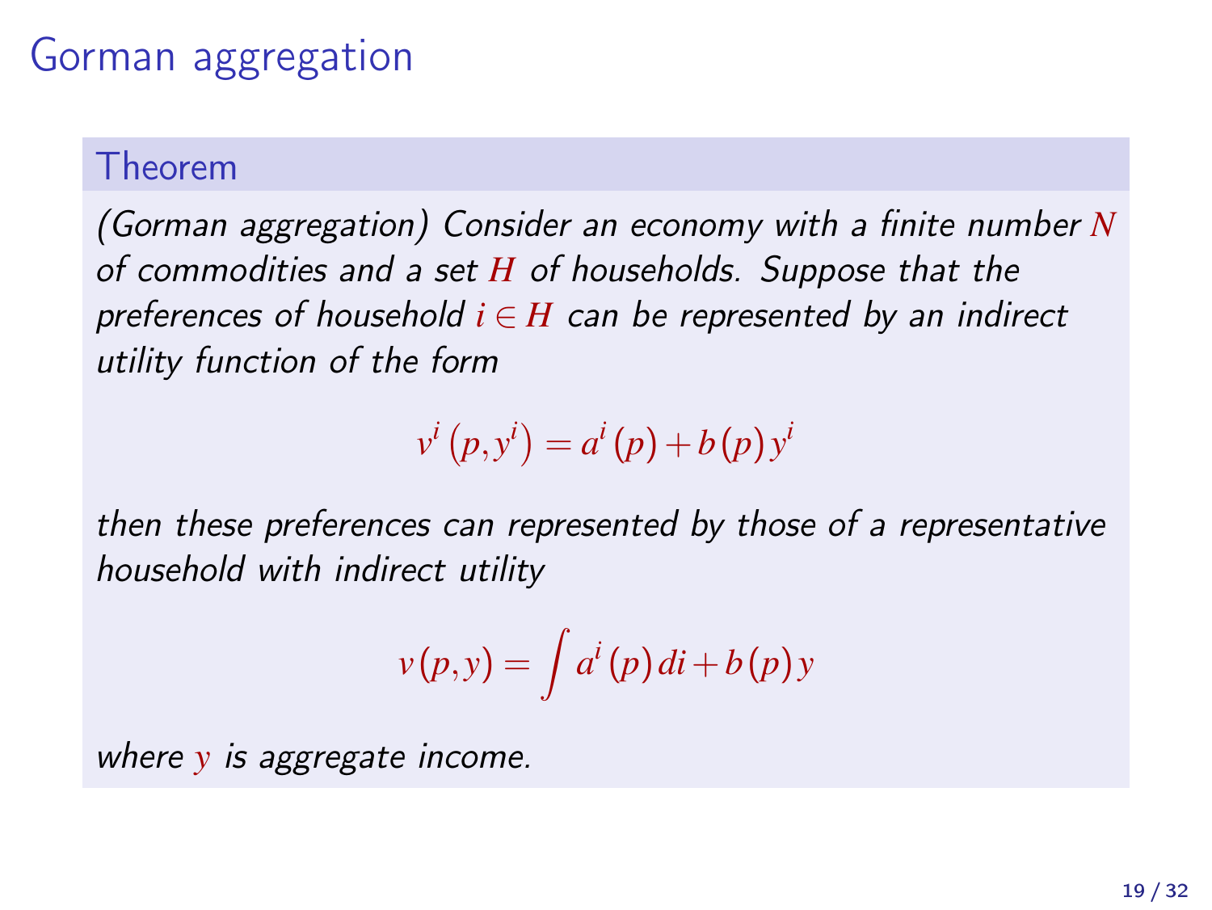# Gorman aggregation

**Theorem**

*(Gorman aggregation) Consider an economy with a finite number $N$ of commodities and a set $H$ of households. Suppose that the preferences of household $i \in H$ can be represented by an indirect utility function of the form*

$$v^i\left(p, y^i\right) = a^i(p) + b(p)\, y^i$$

*then these preferences can represented by those of a representative household with indirect utility*

$$v(p, y) = \int a^i(p)\, di + b(p)\, y$$

*where $y$ is aggregate income.*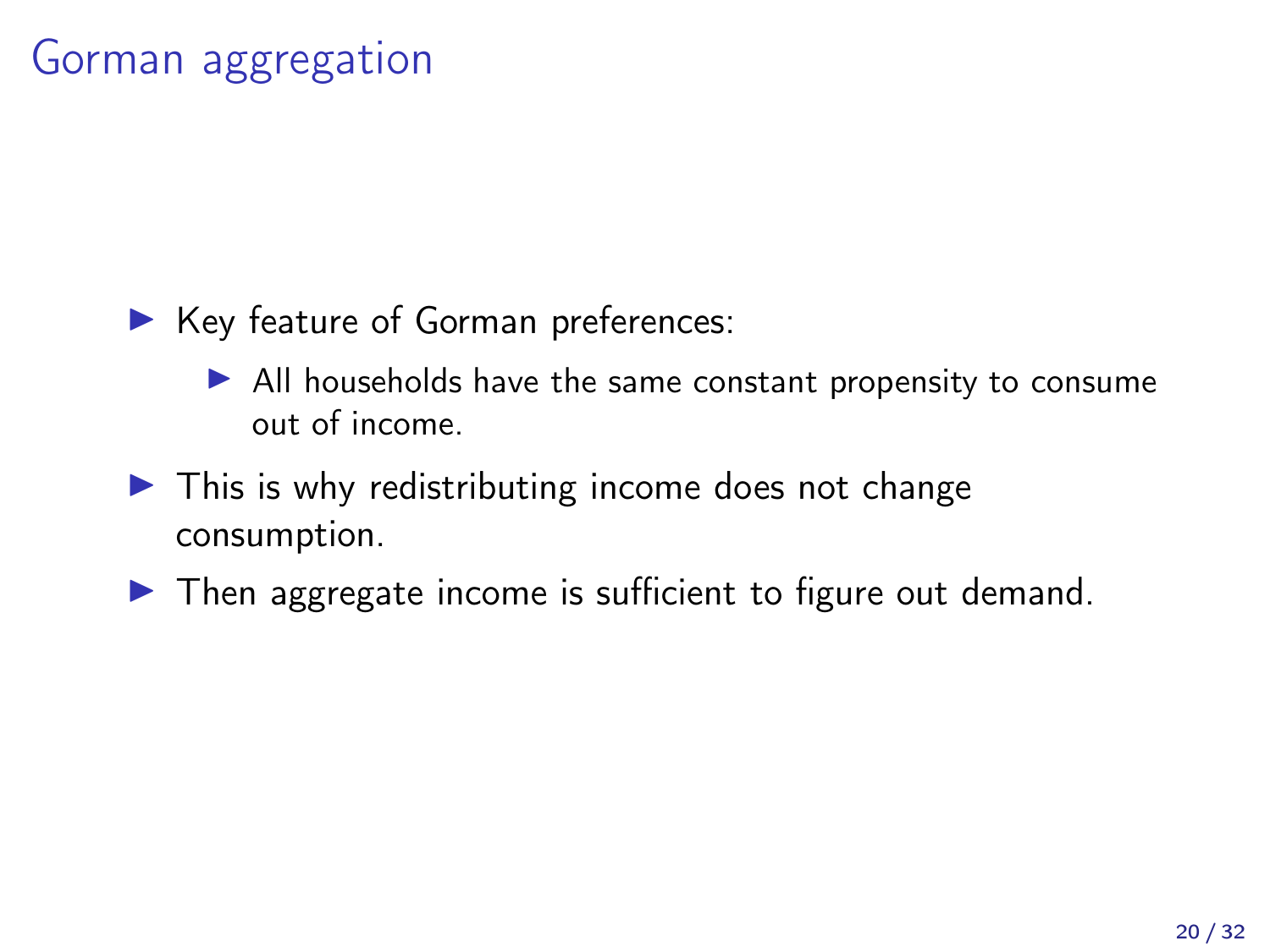# Gorman aggregation

- Key feature of Gorman preferences:
  - All households have the same constant propensity to consume out of income.
- This is why redistributing income does not change consumption.
- Then aggregate income is sufficient to figure out demand.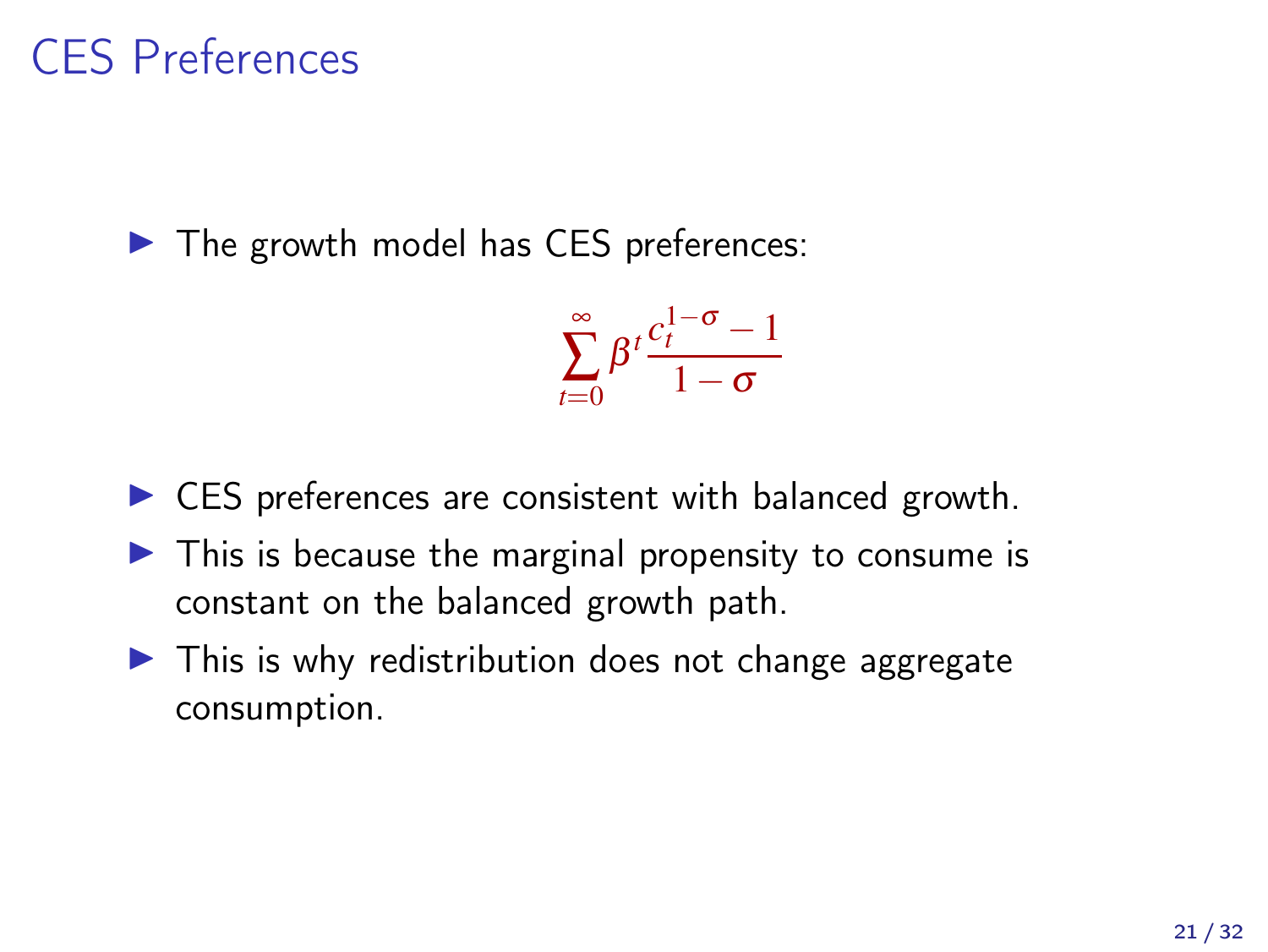# CES Preferences

- The growth model has CES preferences:

$$\sum_{t=0}^{\infty} \beta^t \frac{c_t^{1-\sigma} - 1}{1-\sigma}$$

- CES preferences are consistent with balanced growth.
- This is because the marginal propensity to consume is constant on the balanced growth path.
- This is why redistribution does not change aggregate consumption.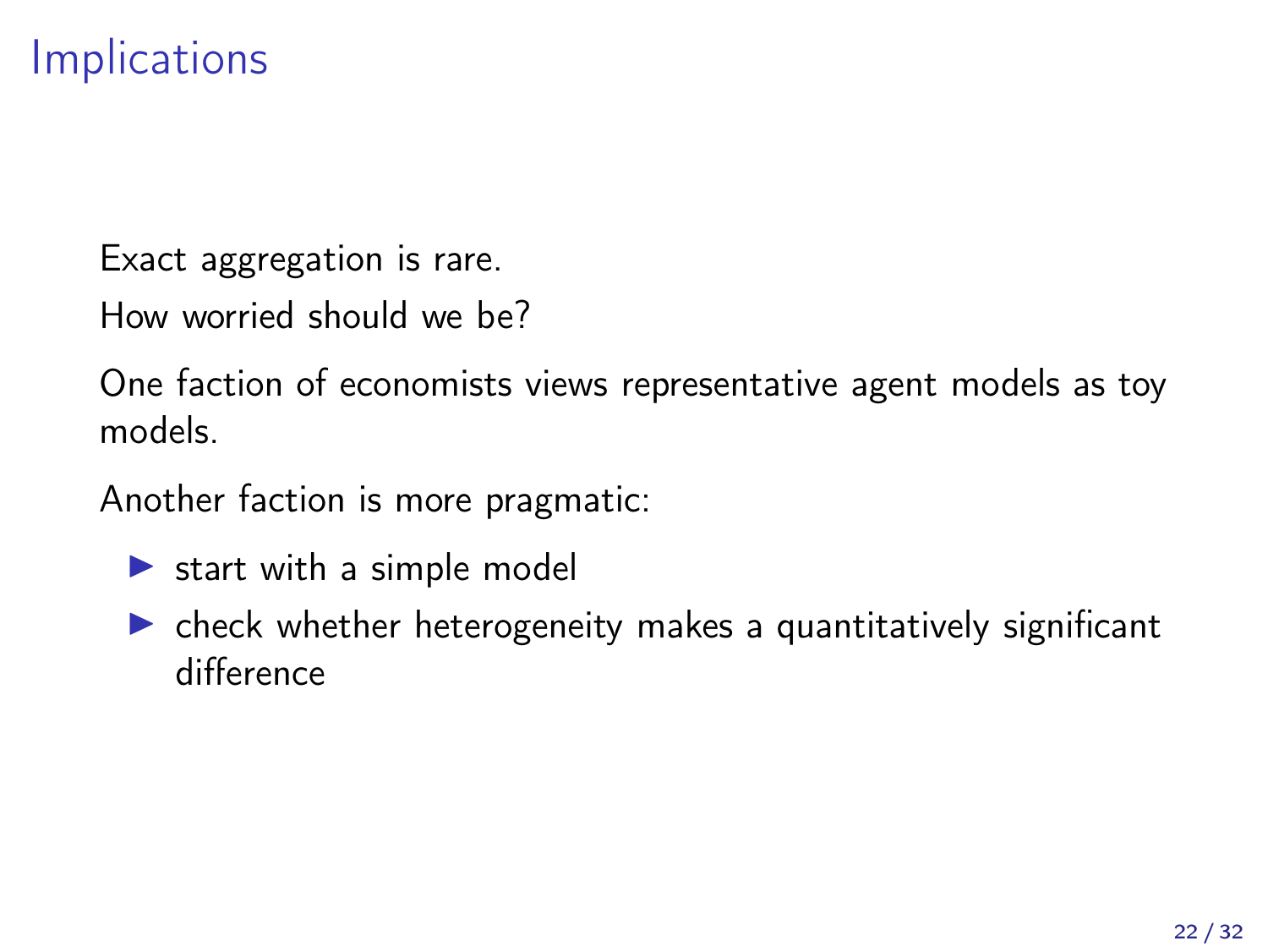# Implications

Exact aggregation is rare.

How worried should we be?

One faction of economists views representative agent models as toy models.

Another faction is more pragmatic:

- start with a simple model
- check whether heterogeneity makes a quantitatively significant difference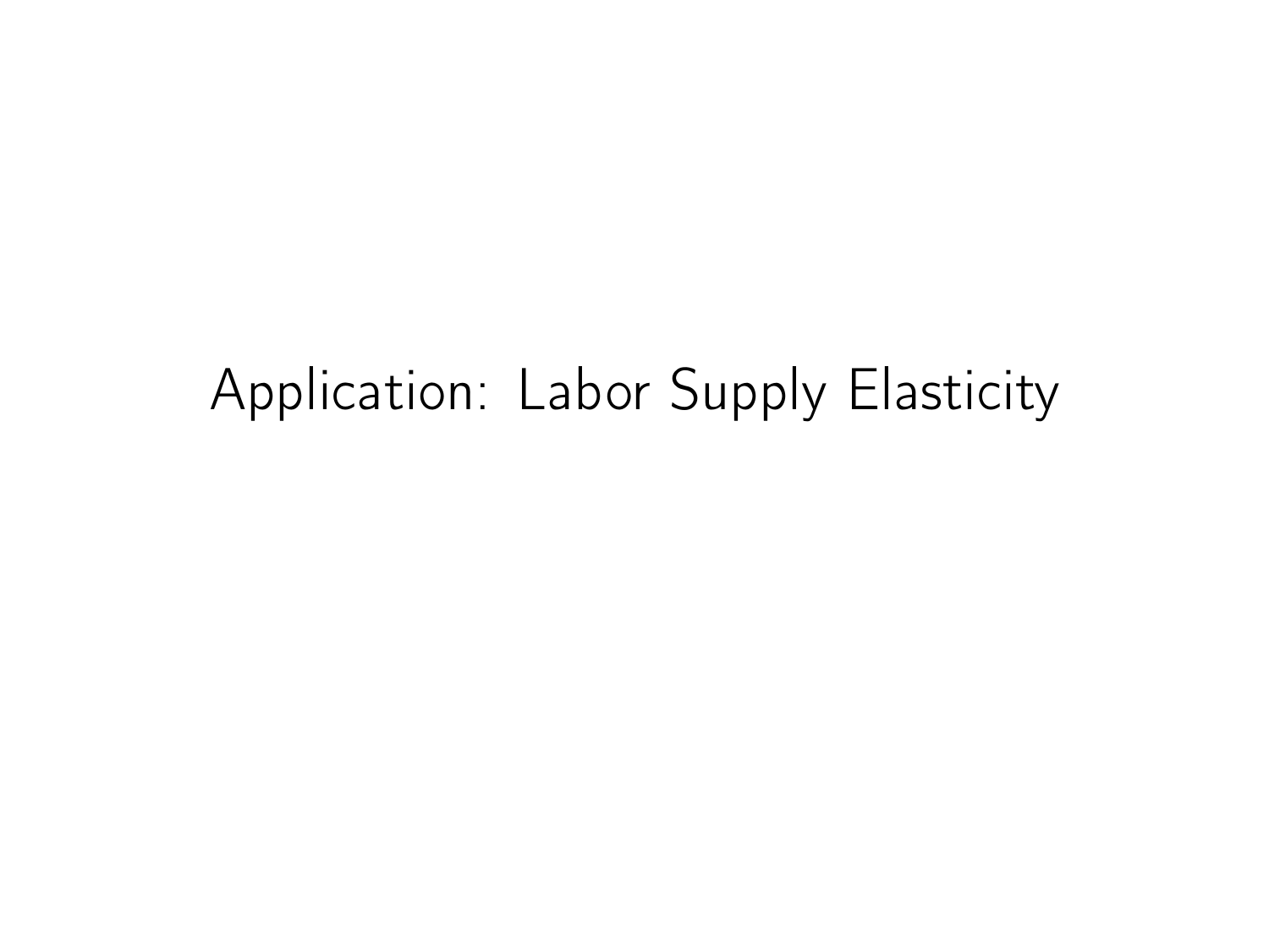# Application: Labor Supply Elasticity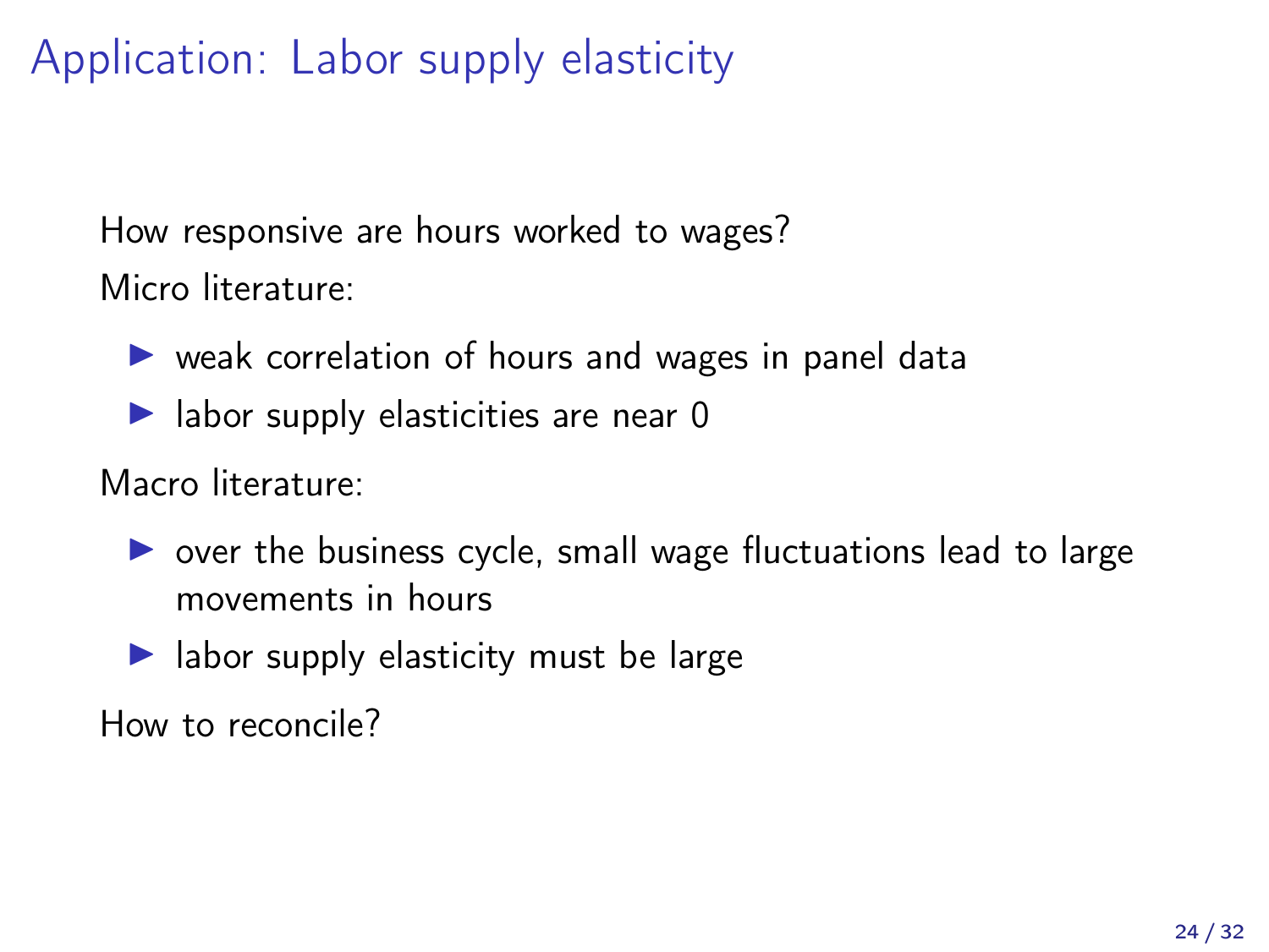# Application: Labor supply elasticity

How responsive are hours worked to wages?

Micro literature:

- weak correlation of hours and wages in panel data
- labor supply elasticities are near 0

Macro literature:

- over the business cycle, small wage fluctuations lead to large movements in hours
- labor supply elasticity must be large

How to reconcile?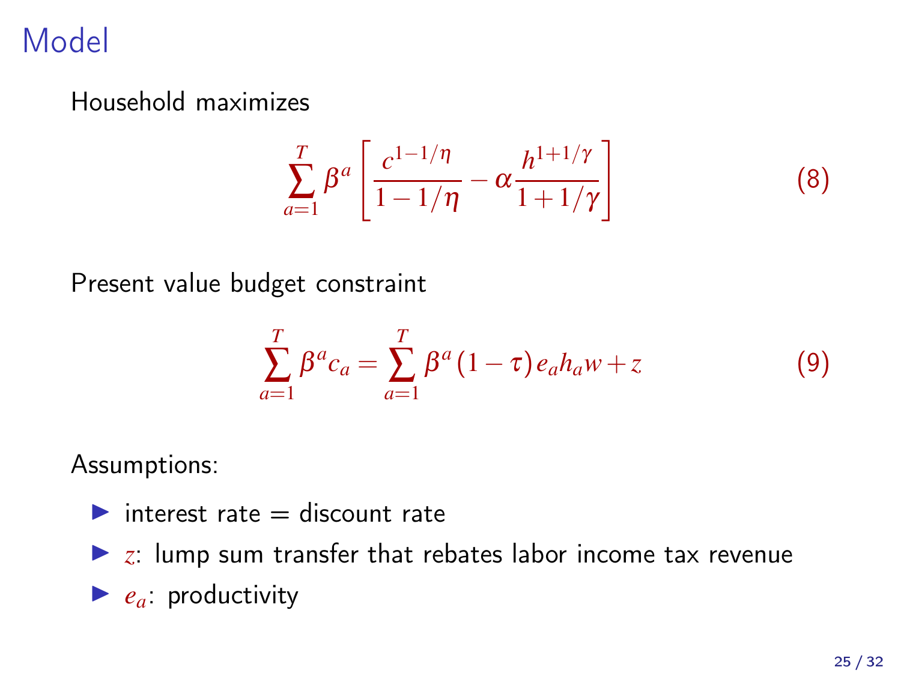# Model

Household maximizes

$$\sum_{a=1}^{T} \beta^a \left[ \frac{c^{1-1/\eta}}{1-1/\eta} - \alpha \frac{h^{1+1/\gamma}}{1+1/\gamma} \right] \tag{8}$$

Present value budget constraint

$$\sum_{a=1}^{T} \beta^a c_a = \sum_{a=1}^{T} \beta^a (1-\tau) e_a h_a w + z \tag{9}$$

Assumptions:

- interest rate = discount rate
- $z$: lump sum transfer that rebates labor income tax revenue
- $e_a$: productivity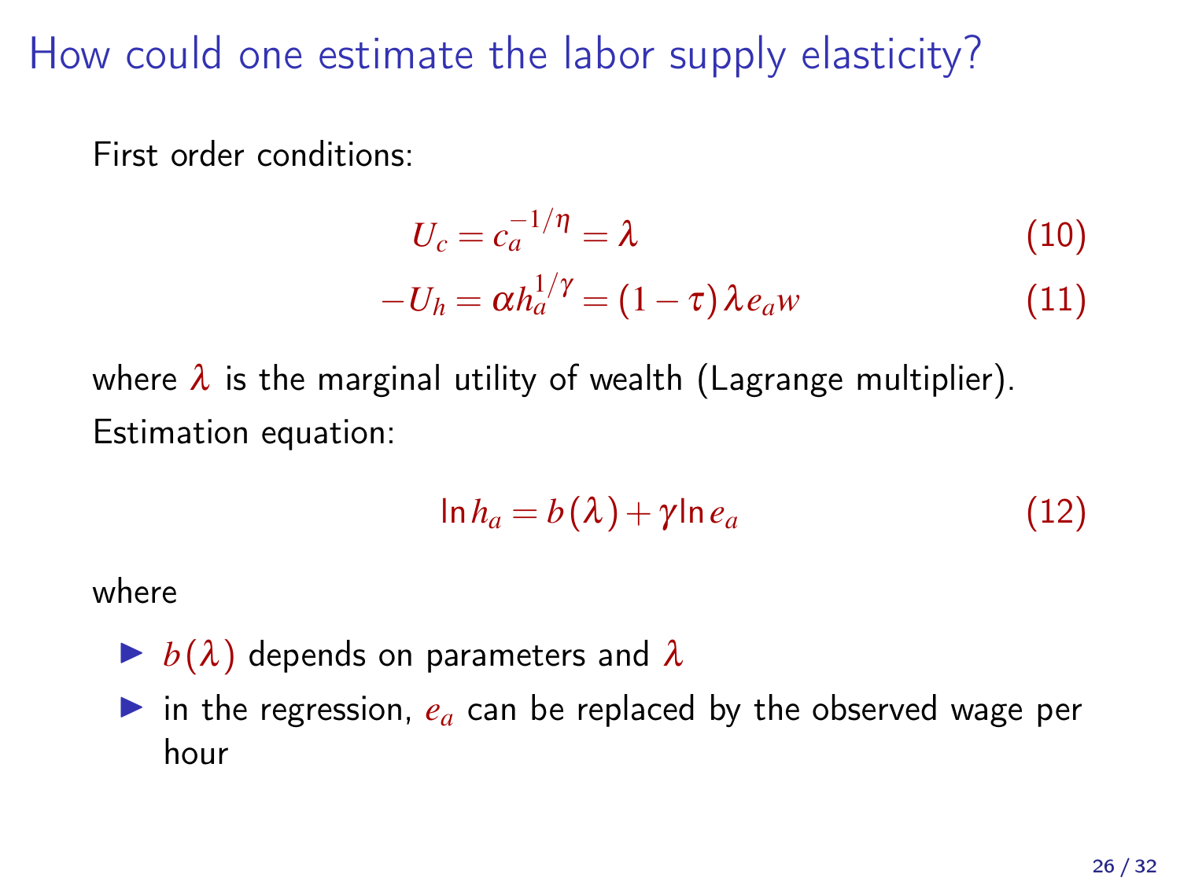# How could one estimate the labor supply elasticity?

First order conditions:

$$U_c = c_a^{-1/\eta} = \lambda \tag{10}$$

$$-U_h = \alpha h_a^{1/\gamma} = (1-\tau)\lambda e_a w \tag{11}$$

where $\lambda$ is the marginal utility of wealth (Lagrange multiplier).

Estimation equation:

$$\ln h_a = b(\lambda) + \gamma \ln e_a \tag{12}$$

where

- $b(\lambda)$ depends on parameters and $\lambda$
- in the regression, $e_a$ can be replaced by the observed wage per hour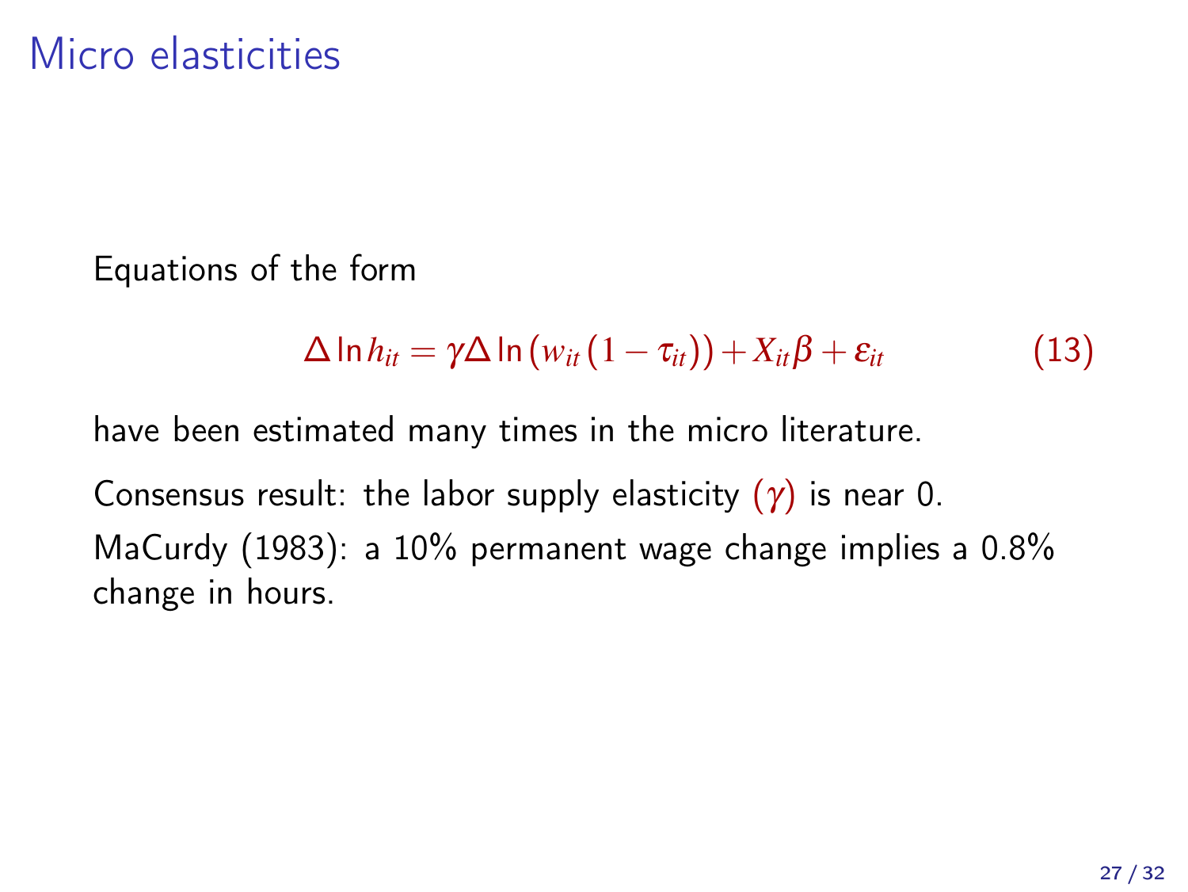# Micro elasticities

Equations of the form

$$\Delta \ln h_{it} = \gamma \Delta \ln \left( w_{it} \left( 1 - \tau_{it} \right) \right) + X_{it} \beta + \varepsilon_{it} \tag{13}$$

have been estimated many times in the micro literature.

Consensus result: the labor supply elasticity $(\gamma)$ is near 0.

MaCurdy (1983): a 10% permanent wage change implies a 0.8% change in hours.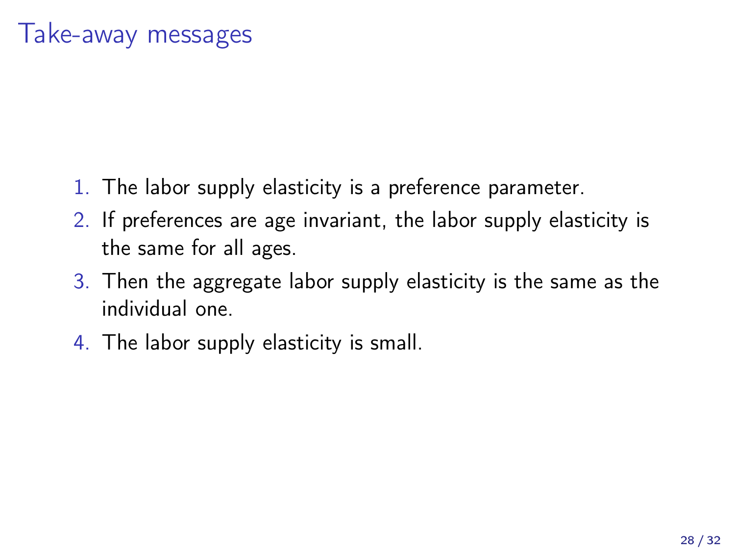# Take-away messages

1. The labor supply elasticity is a preference parameter.
2. If preferences are age invariant, the labor supply elasticity is the same for all ages.
3. Then the aggregate labor supply elasticity is the same as the individual one.
4. The labor supply elasticity is small.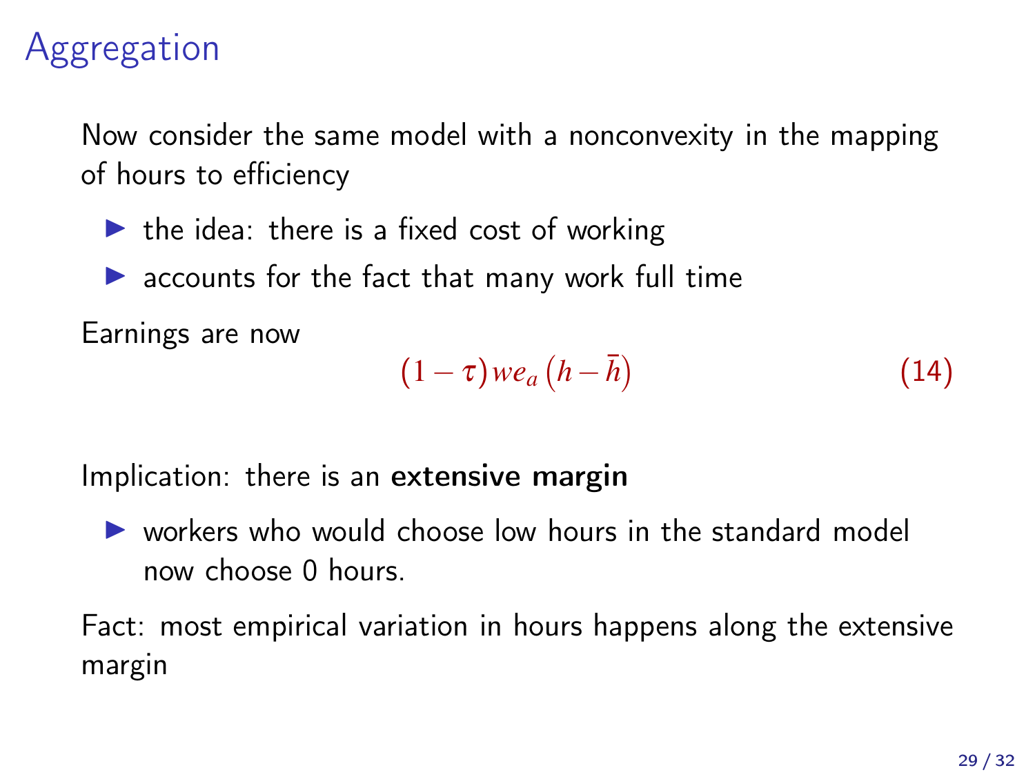# Aggregation

Now consider the same model with a nonconvexity in the mapping of hours to efficiency

- the idea: there is a fixed cost of working
- accounts for the fact that many work full time

Earnings are now

$$(1-\tau)we_a\left(h-\bar{h}\right) \tag{14}$$

Implication: there is an **extensive margin**

- workers who would choose low hours in the standard model now choose 0 hours.

Fact: most empirical variation in hours happens along the extensive margin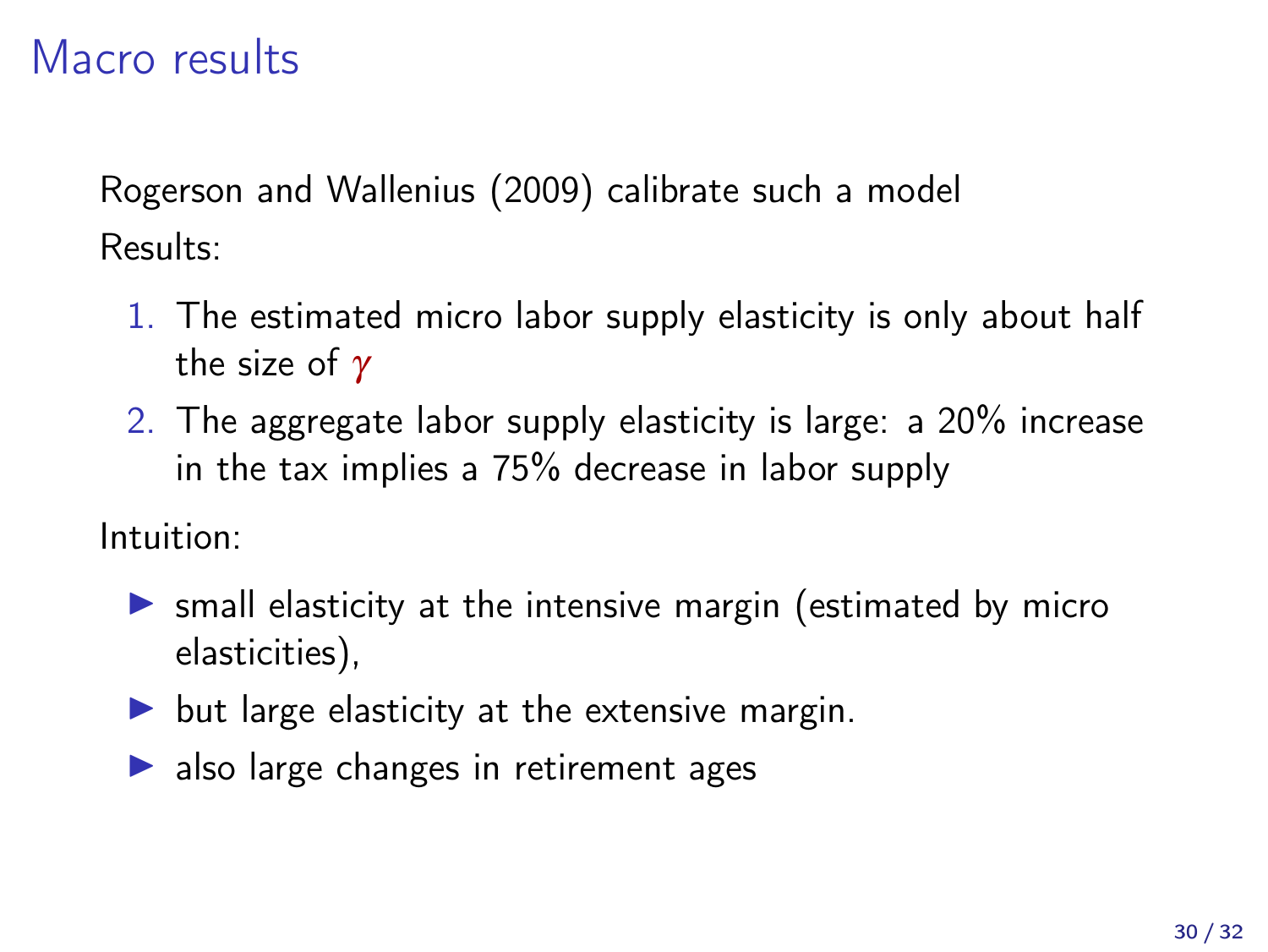# Macro results

Rogerson and Wallenius (2009) calibrate such a model

Results:

1. The estimated micro labor supply elasticity is only about half the size of $\gamma$
2. The aggregate labor supply elasticity is large: a 20% increase in the tax implies a 75% decrease in labor supply

Intuition:

- small elasticity at the intensive margin (estimated by micro elasticities),
- but large elasticity at the extensive margin.
- also large changes in retirement ages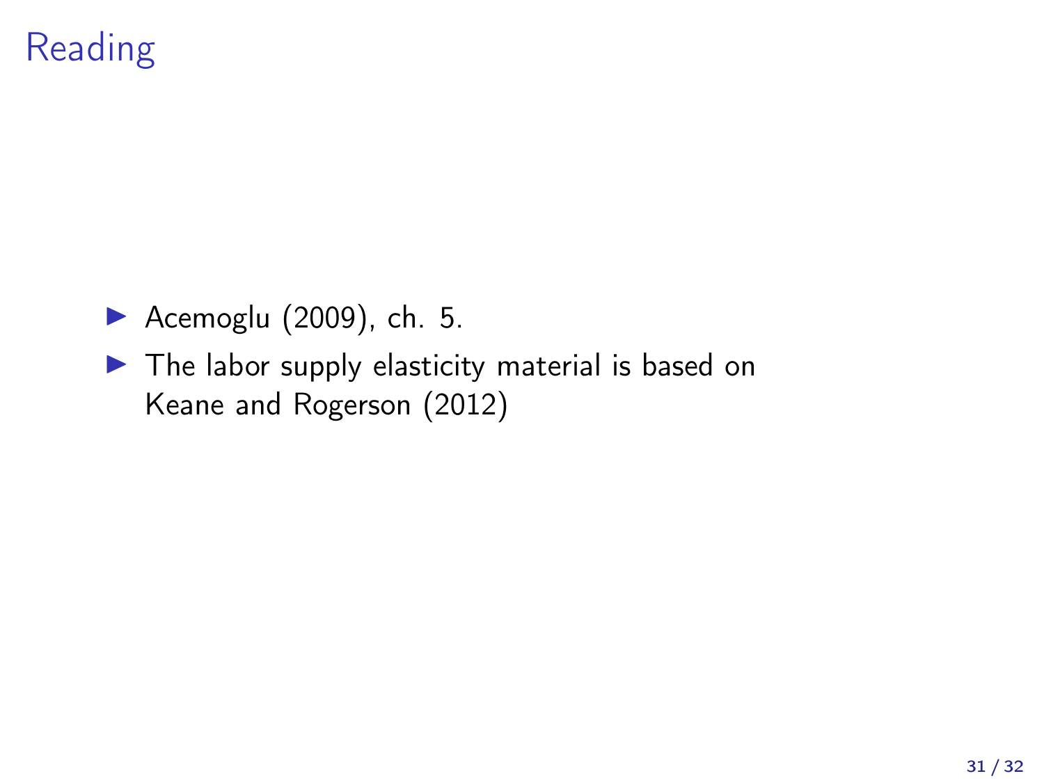# Reading

- Acemoglu (2009), ch. 5.
- The labor supply elasticity material is based on Keane and Rogerson (2012)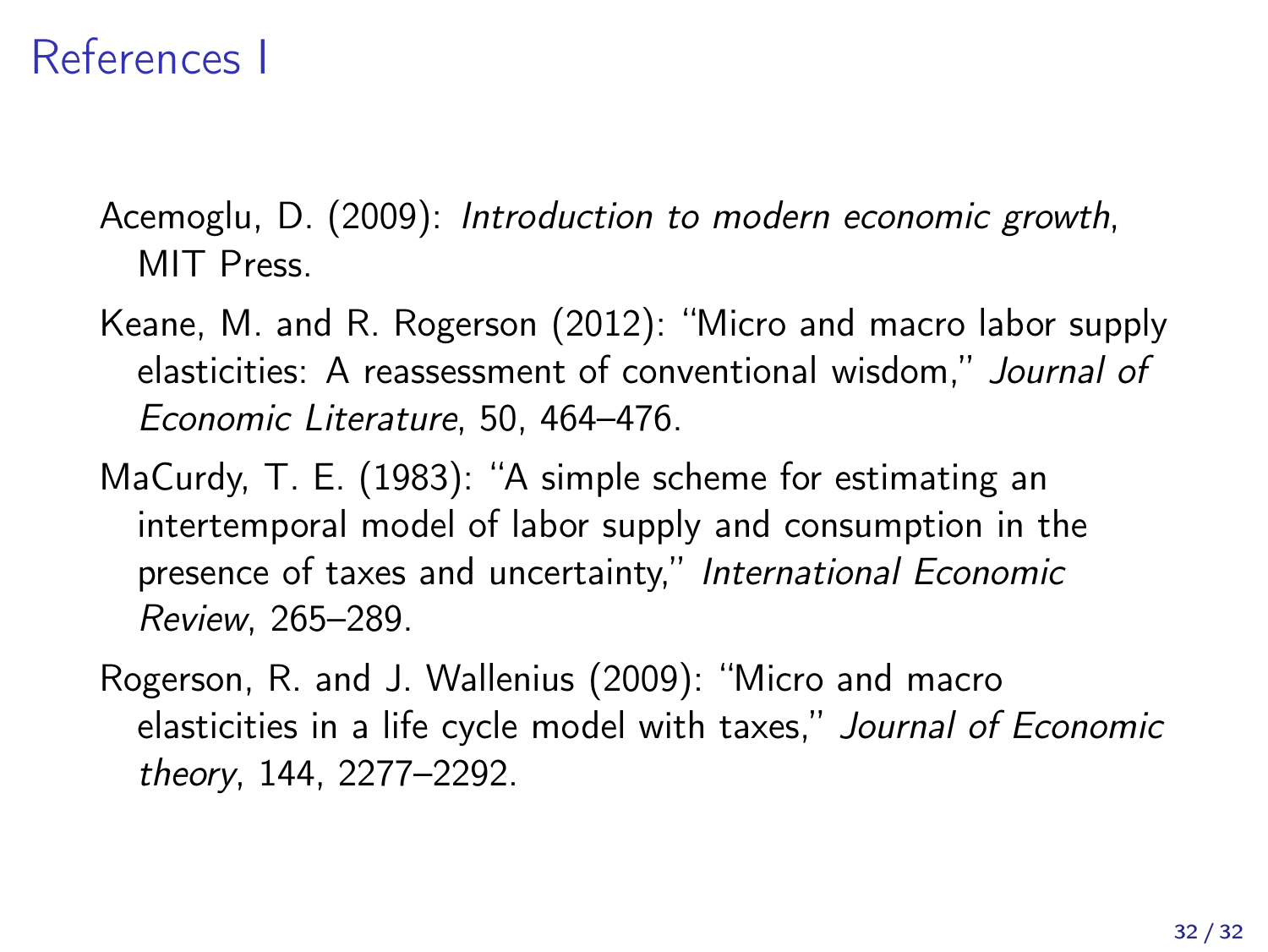# References I

Acemoglu, D. (2009): *Introduction to modern economic growth*, MIT Press.

Keane, M. and R. Rogerson (2012): "Micro and macro labor supply elasticities: A reassessment of conventional wisdom," *Journal of Economic Literature*, 50, 464–476.

MaCurdy, T. E. (1983): "A simple scheme for estimating an intertemporal model of labor supply and consumption in the presence of taxes and uncertainty," *International Economic Review*, 265–289.

Rogerson, R. and J. Wallenius (2009): "Micro and macro elasticities in a life cycle model with taxes," *Journal of Economic theory*, 144, 2277–2292.